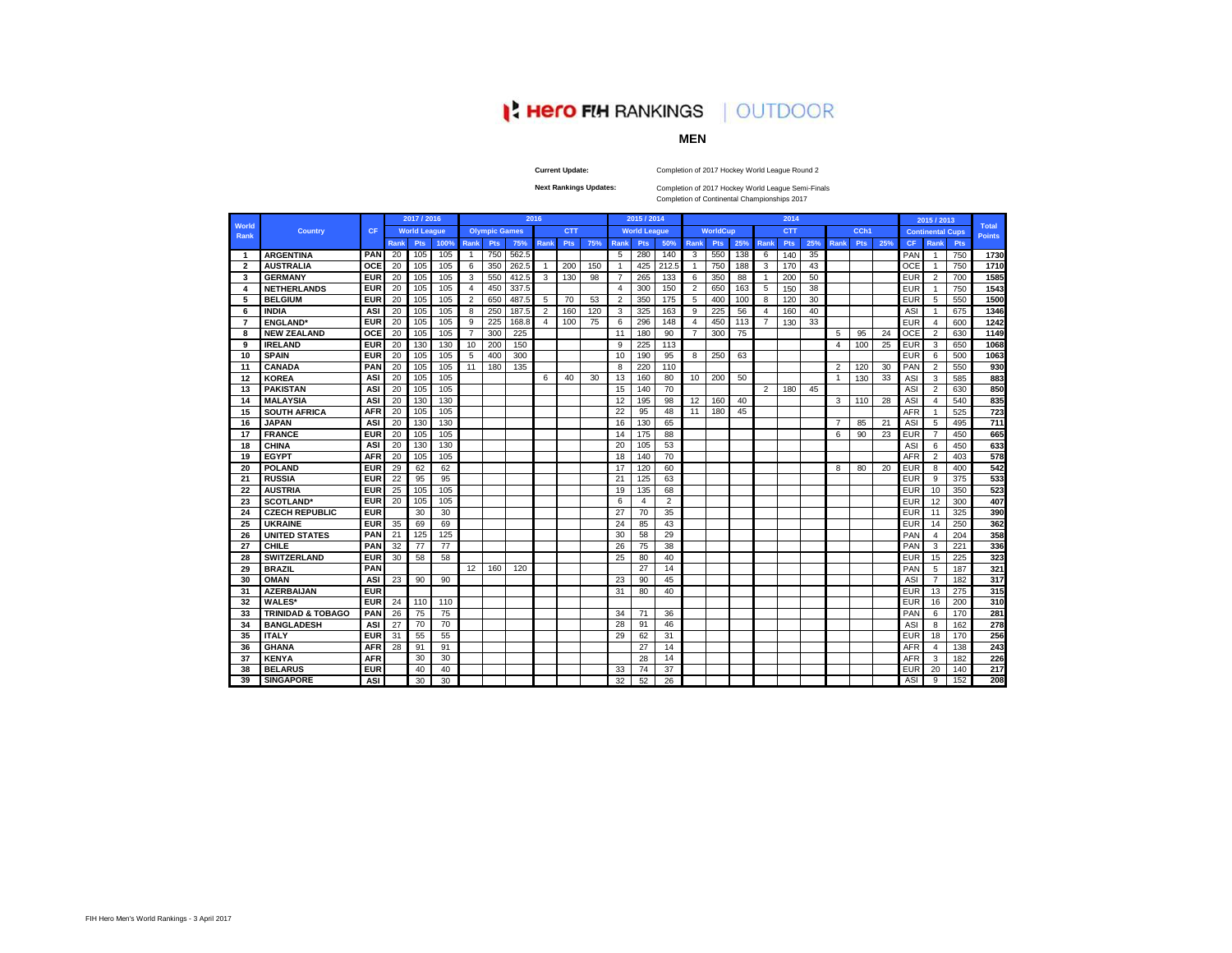# Hero FIH RANKINGS | OUTDOOR

## MEN

**Current Update:** Completion of 2017 Hockey World League Round 2

**Next Rankings Updates:** Completion of 2017 Hockey World League Semi-Finals
Completion of Continental Championships 2017

| World Rank | Country | CF | 2017 / 2016 World League | | | 2016 Olympic Games | | | 2016 CTT | | | 2015 / 2014 World League | | | 2014 WorldCup | | | 2014 CTT | | | 2014 CCh1 | | | 2015 / 2013 Continental Cups | | | Total Points |
|---|---|---|---|---|---|---|---|---|---|---|---|---|---|---|---|---|---|---|---|---|---|---|---|---|---|---|---|
| | | | Rank | Pts | 100% | Rank | Pts | 75% | Rank | Pts | 75% | Rank | Pts | 50% | Rank | Pts | 25% | Rank | Pts | 25% | Rank | Pts | 25% | CF | Rank | Pts | |
| 1 | ARGENTINA | PAN | 20 | 105 | 105 | 1 | 750 | 562.5 | | | | 5 | 280 | 140 | 3 | 550 | 138 | 6 | 140 | 35 | | | | PAN | 1 | 750 | 1730 |
| 2 | AUSTRALIA | OCE | 20 | 105 | 105 | 6 | 350 | 262.5 | 1 | 200 | 150 | 1 | 425 | 212.5 | 1 | 750 | 188 | 3 | 170 | 43 | | | | OCE | 1 | 750 | 1710 |
| 3 | GERMANY | EUR | 20 | 105 | 105 | 3 | 550 | 412.5 | 3 | 130 | 98 | 7 | 265 | 133 | 6 | 350 | 88 | 1 | 200 | 50 | | | | EUR | 2 | 700 | 1585 |
| 4 | NETHERLANDS | EUR | 20 | 105 | 105 | 4 | 450 | 337.5 | | | | 4 | 300 | 150 | 2 | 650 | 163 | 5 | 150 | 38 | | | | EUR | 1 | 750 | 1543 |
| 5 | BELGIUM | EUR | 20 | 105 | 105 | 2 | 650 | 487.5 | 5 | 70 | 53 | 2 | 350 | 175 | 5 | 400 | 100 | 8 | 120 | 30 | | | | EUR | 5 | 550 | 1500 |
| 6 | INDIA | ASI | 20 | 105 | 105 | 8 | 250 | 187.5 | 2 | 160 | 120 | 3 | 325 | 163 | 9 | 225 | 56 | 4 | 160 | 40 | | | | ASI | 1 | 675 | 1346 |
| 7 | ENGLAND* | EUR | 20 | 105 | 105 | 9 | 225 | 168.8 | 4 | 100 | 75 | 6 | 296 | 148 | 4 | 450 | 113 | 7 | 130 | 33 | | | | EUR | 4 | 600 | 1242 |
| 8 | NEW ZEALAND | OCE | 20 | 105 | 105 | 7 | 300 | 225 | | | | 11 | 180 | 90 | 7 | 300 | 75 | | | | 5 | 95 | 24 | OCE | 2 | 630 | 1149 |
| 9 | IRELAND | EUR | 20 | 130 | 130 | 10 | 200 | 150 | | | | 9 | 225 | 113 | | | | | | | 4 | 100 | 25 | EUR | 3 | 650 | 1068 |
| 10 | SPAIN | EUR | 20 | 105 | 105 | 5 | 400 | 300 | | | | 10 | 190 | 95 | 8 | 250 | 63 | | | | | | | EUR | 6 | 500 | 1063 |
| 11 | CANADA | PAN | 20 | 105 | 105 | 11 | 180 | 135 | | | | 8 | 220 | 110 | | | | | | | 2 | 120 | 30 | PAN | 2 | 550 | 930 |
| 12 | KOREA | ASI | 20 | 105 | 105 | | | | 6 | 40 | 30 | 13 | 160 | 80 | 10 | 200 | 50 | | | | 1 | 130 | 33 | ASI | 3 | 585 | 883 |
| 13 | PAKISTAN | ASI | 20 | 105 | 105 | | | | | | | 15 | 140 | 70 | | | | 2 | 180 | 45 | | | | ASI | 2 | 630 | 850 |
| 14 | MALAYSIA | ASI | 20 | 130 | 130 | | | | | | | 12 | 195 | 98 | 12 | 160 | 40 | | | | 3 | 110 | 28 | ASI | 4 | 540 | 835 |
| 15 | SOUTH AFRICA | AFR | 20 | 105 | 105 | | | | | | | 22 | 95 | 48 | 11 | 180 | 45 | | | | | | | AFR | 1 | 525 | 723 |
| 16 | JAPAN | ASI | 20 | 130 | 130 | | | | | | | 16 | 130 | 65 | | | | | | | 7 | 85 | 21 | ASI | 5 | 495 | 711 |
| 17 | FRANCE | EUR | 20 | 105 | 105 | | | | | | | 14 | 175 | 88 | | | | | | | 6 | 90 | 23 | EUR | 7 | 450 | 665 |
| 18 | CHINA | ASI | 20 | 130 | 130 | | | | | | | 20 | 105 | 53 | | | | | | | | | | ASI | 6 | 450 | 633 |
| 19 | EGYPT | AFR | 20 | 105 | 105 | | | | | | | 18 | 140 | 70 | | | | | | | | | | AFR | 2 | 403 | 578 |
| 20 | POLAND | EUR | 29 | 62 | 62 | | | | | | | 17 | 120 | 60 | | | | | | | 8 | 80 | 20 | EUR | 8 | 400 | 542 |
| 21 | RUSSIA | EUR | 22 | 95 | 95 | | | | | | | 21 | 125 | 63 | | | | | | | | | | EUR | 9 | 375 | 533 |
| 22 | AUSTRIA | EUR | 25 | 105 | 105 | | | | | | | 19 | 135 | 68 | | | | | | | | | | EUR | 10 | 350 | 523 |
| 23 | SCOTLAND* | EUR | 20 | 105 | 105 | | | | | | | 6 | 4 | 2 | | | | | | | | | | EUR | 12 | 300 | 407 |
| 24 | CZECH REPUBLIC | EUR | | 30 | 30 | | | | | | | 27 | 70 | 35 | | | | | | | | | | EUR | 11 | 325 | 390 |
| 25 | UKRAINE | EUR | 35 | 69 | 69 | | | | | | | 24 | 85 | 43 | | | | | | | | | | EUR | 14 | 250 | 362 |
| 26 | UNITED STATES | PAN | 21 | 125 | 125 | | | | | | | 30 | 58 | 29 | | | | | | | | | | PAN | 4 | 204 | 358 |
| 27 | CHILE | PAN | 32 | 77 | 77 | | | | | | | 26 | 75 | 38 | | | | | | | | | | PAN | 3 | 221 | 336 |
| 28 | SWITZERLAND | EUR | 30 | 58 | 58 | | | | | | | 25 | 80 | 40 | | | | | | | | | | EUR | 15 | 225 | 323 |
| 29 | BRAZIL | PAN | | | | 12 | 160 | 120 | | | | | 27 | 14 | | | | | | | | | | PAN | 5 | 187 | 321 |
| 30 | OMAN | ASI | 23 | 90 | 90 | | | | | | | 23 | 90 | 45 | | | | | | | | | | ASI | 7 | 182 | 317 |
| 31 | AZERBAIJAN | EUR | | | | | | | | | | 31 | 80 | 40 | | | | | | | | | | EUR | 13 | 275 | 315 |
| 32 | WALES* | EUR | 24 | 110 | 110 | | | | | | | | | | | | | | | | | | | EUR | 16 | 200 | 310 |
| 33 | TRINIDAD & TOBAGO | PAN | 26 | 75 | 75 | | | | | | | 34 | 71 | 36 | | | | | | | | | | PAN | 6 | 170 | 281 |
| 34 | BANGLADESH | ASI | 27 | 70 | 70 | | | | | | | 28 | 91 | 46 | | | | | | | | | | ASI | 8 | 162 | 278 |
| 35 | ITALY | EUR | 31 | 55 | 55 | | | | | | | 29 | 62 | 31 | | | | | | | | | | EUR | 18 | 170 | 256 |
| 36 | GHANA | AFR | 28 | 91 | 91 | | | | | | | | 27 | 14 | | | | | | | | | | AFR | 4 | 138 | 243 |
| 37 | KENYA | AFR | | 30 | 30 | | | | | | | | 28 | 14 | | | | | | | | | | AFR | 3 | 182 | 226 |
| 38 | BELARUS | EUR | | 40 | 40 | | | | | | | 33 | 74 | 37 | | | | | | | | | | EUR | 20 | 140 | 217 |
| 39 | SINGAPORE | ASI | | 30 | 30 | | | | | | | 32 | 52 | 26 | | | | | | | | | | ASI | 9 | 152 | 208 |

FIH Hero Men's World Rankings - 3 April 2017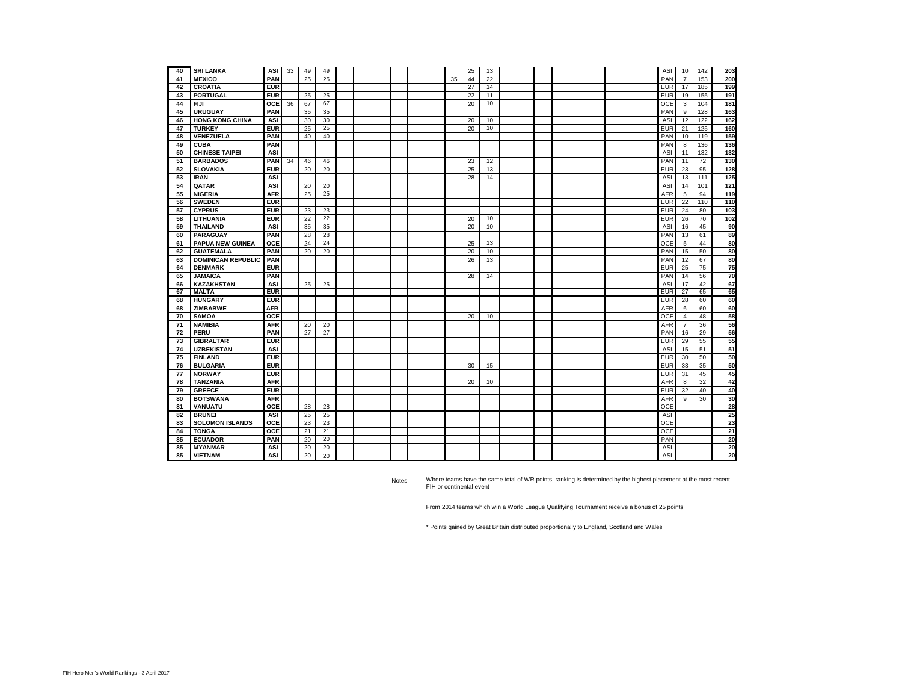| | | | | | | | | | | | | | | | | | | | | | | | | | | | |
|---|---|---|---|---|---|---|---|---|---|---|---|---|---|---|---|---|---|---|---|---|---|---|---|---|---|---|---|
| 40 | **SRI LANKA** | **ASI** | 33 | 49 | 49 | | | | | | | | 25 | 13 | | | | | | | | | | ASI | 10 | 142 | **203** |
| 41 | **MEXICO** | **PAN** | | 25 | 25 | | | | | | | 35 | 44 | 22 | | | | | | | | | | PAN | 7 | 153 | **200** |
| 42 | **CROATIA** | **EUR** | | | | | | | | | | | 27 | 14 | | | | | | | | | | EUR | 17 | 185 | **199** |
| 43 | **PORTUGAL** | **EUR** | | 25 | 25 | | | | | | | | 22 | 11 | | | | | | | | | | EUR | 19 | 155 | **191** |
| 44 | **FIJI** | **OCE** | 36 | 67 | 67 | | | | | | | | 20 | 10 | | | | | | | | | | OCE | 3 | 104 | **181** |
| 45 | **URUGUAY** | **PAN** | | 35 | 35 | | | | | | | | | | | | | | | | | | | PAN | 9 | 128 | **163** |
| 46 | **HONG KONG CHINA** | **ASI** | | 30 | 30 | | | | | | | | 20 | 10 | | | | | | | | | | ASI | 12 | 122 | **162** |
| 47 | **TURKEY** | **EUR** | | 25 | 25 | | | | | | | | 20 | 10 | | | | | | | | | | EUR | 21 | 125 | **160** |
| 48 | **VENEZUELA** | **PAN** | | 40 | 40 | | | | | | | | | | | | | | | | | | | PAN | 10 | 119 | **159** |
| 49 | **CUBA** | **PAN** | | | | | | | | | | | | | | | | | | | | | | PAN | 8 | 136 | **136** |
| 50 | **CHINESE TAIPEI** | **ASI** | | | | | | | | | | | | | | | | | | | | | | ASI | 11 | 132 | **132** |
| 51 | **BARBADOS** | **PAN** | 34 | 46 | 46 | | | | | | | | 23 | 12 | | | | | | | | | | PAN | 11 | 72 | **130** |
| 52 | **SLOVAKIA** | **EUR** | | 20 | 20 | | | | | | | | 25 | 13 | | | | | | | | | | EUR | 23 | 95 | **128** |
| 53 | **IRAN** | **ASI** | | | | | | | | | | | 28 | 14 | | | | | | | | | | ASI | 13 | 111 | **125** |
| 54 | **QATAR** | **ASI** | | 20 | 20 | | | | | | | | | | | | | | | | | | | ASI | 14 | 101 | **121** |
| 55 | **NIGERIA** | **AFR** | | 25 | 25 | | | | | | | | | | | | | | | | | | | AFR | 5 | 94 | **119** |
| 56 | **SWEDEN** | **EUR** | | | | | | | | | | | | | | | | | | | | | | EUR | 22 | 110 | **110** |
| 57 | **CYPRUS** | **EUR** | | 23 | 23 | | | | | | | | | | | | | | | | | | | EUR | 24 | 80 | **103** |
| 58 | **LITHUANIA** | **EUR** | | 22 | 22 | | | | | | | | 20 | 10 | | | | | | | | | | EUR | 26 | 70 | **102** |
| 59 | **THAILAND** | **ASI** | | 35 | 35 | | | | | | | | 20 | 10 | | | | | | | | | | ASI | 16 | 45 | **90** |
| 60 | **PARAGUAY** | **PAN** | | 28 | 28 | | | | | | | | | | | | | | | | | | | PAN | 13 | 61 | **89** |
| 61 | **PAPUA NEW GUINEA** | **OCE** | | 24 | 24 | | | | | | | | 25 | 13 | | | | | | | | | | OCE | 5 | 44 | **80** |
| 62 | **GUATEMALA** | **PAN** | | 20 | 20 | | | | | | | | 20 | 10 | | | | | | | | | | PAN | 15 | 50 | **80** |
| 63 | **DOMINICAN REPUBLIC** | **PAN** | | | | | | | | | | | 26 | 13 | | | | | | | | | | PAN | 12 | 67 | **80** |
| 64 | **DENMARK** | **EUR** | | | | | | | | | | | | | | | | | | | | | | EUR | 25 | 75 | **75** |
| 65 | **JAMAICA** | **PAN** | | | | | | | | | | | 28 | 14 | | | | | | | | | | PAN | 14 | 56 | **70** |
| 66 | **KAZAKHSTAN** | **ASI** | | 25 | 25 | | | | | | | | | | | | | | | | | | | ASI | 17 | 42 | **67** |
| 67 | **MALTA** | **EUR** | | | | | | | | | | | | | | | | | | | | | | EUR | 27 | 65 | **65** |
| 68 | **HUNGARY** | **EUR** | | | | | | | | | | | | | | | | | | | | | | EUR | 28 | 60 | **60** |
| 68 | **ZIMBABWE** | **AFR** | | | | | | | | | | | | | | | | | | | | | | AFR | 6 | 60 | **60** |
| 70 | **SAMOA** | **OCE** | | | | | | | | | | | 20 | 10 | | | | | | | | | | OCE | 4 | 48 | **58** |
| 71 | **NAMIBIA** | **AFR** | | 20 | 20 | | | | | | | | | | | | | | | | | | | AFR | 7 | 36 | **56** |
| 72 | **PERU** | **PAN** | | 27 | 27 | | | | | | | | | | | | | | | | | | | PAN | 16 | 29 | **56** |
| 73 | **GIBRALTAR** | **EUR** | | | | | | | | | | | | | | | | | | | | | | EUR | 29 | 55 | **55** |
| 74 | **UZBEKISTAN** | **ASI** | | | | | | | | | | | | | | | | | | | | | | ASI | 15 | 51 | **51** |
| 75 | **FINLAND** | **EUR** | | | | | | | | | | | | | | | | | | | | | | EUR | 30 | 50 | **50** |
| 76 | **BULGARIA** | **EUR** | | | | | | | | | | | 30 | 15 | | | | | | | | | | EUR | 33 | 35 | **50** |
| 77 | **NORWAY** | **EUR** | | | | | | | | | | | | | | | | | | | | | | EUR | 31 | 45 | **45** |
| 78 | **TANZANIA** | **AFR** | | | | | | | | | | | 20 | 10 | | | | | | | | | | AFR | 8 | 32 | **42** |
| 79 | **GREECE** | **EUR** | | | | | | | | | | | | | | | | | | | | | | EUR | 32 | 40 | **40** |
| 80 | **BOTSWANA** | **AFR** | | | | | | | | | | | | | | | | | | | | | | AFR | 9 | 30 | **30** |
| 81 | **VANUATU** | **OCE** | | 28 | 28 | | | | | | | | | | | | | | | | | | | OCE | | | **28** |
| 82 | **BRUNEI** | **ASI** | | 25 | 25 | | | | | | | | | | | | | | | | | | | ASI | | | **25** |
| 83 | **SOLOMON ISLANDS** | **OCE** | | 23 | 23 | | | | | | | | | | | | | | | | | | | OCE | | | **23** |
| 84 | **TONGA** | **OCE** | | 21 | 21 | | | | | | | | | | | | | | | | | | | OCE | | | **21** |
| 85 | **ECUADOR** | **PAN** | | 20 | 20 | | | | | | | | | | | | | | | | | | | PAN | | | **20** |
| 85 | **MYANMAR** | **ASI** | | 20 | 20 | | | | | | | | | | | | | | | | | | | ASI | | | **20** |
| 85 | **VIETNAM** | **ASI** | | 20 | 20 | | | | | | | | | | | | | | | | | | | ASI | | | **20** |

Notes

Where teams have the same total of WR points, ranking is determined by the highest placement at the most recent FIH or continental event

From 2014 teams which win a World League Qualifying Tournament receive a bonus of 25 points

* Points gained by Great Britain distributed proportionally to England, Scotland and Wales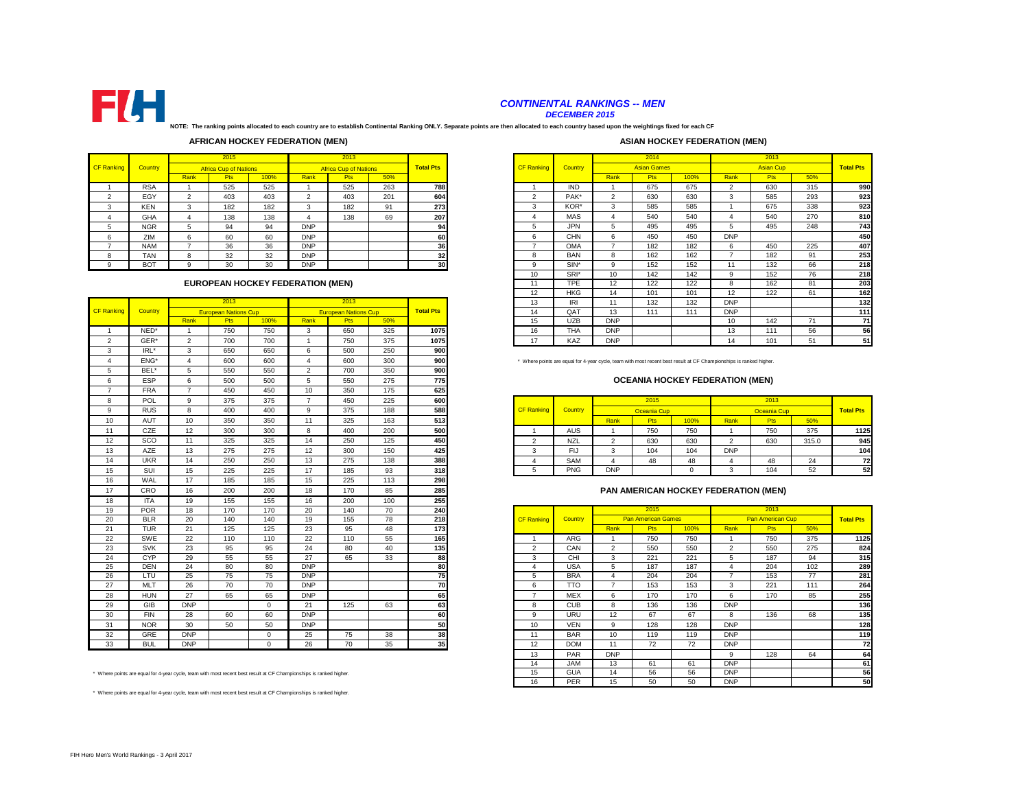FIH

## *CONTINENTAL RANKINGS -- MEN*

### *DECEMBER 2015*

**NOTE: The ranking points allocated to each country are to establish Continental Ranking ONLY. Separate points are then allocated to each country based upon the weightings fixed for each CF**

### AFRICAN HOCKEY FEDERATION (MEN)

| CF Ranking | Country | 2015 Africa Cup of Nations | | | 2013 Africa Cup of Nations | | | Total Pts |
|---|---|---|---|---|---|---|---|---|
| | | Rank | Pts | 100% | Rank | Pts | 50% | |
| 1 | RSA | 1 | 525 | 525 | 1 | 525 | 263 | 788 |
| 2 | EGY | 2 | 403 | 403 | 2 | 403 | 201 | 604 |
| 3 | KEN | 3 | 182 | 182 | 3 | 182 | 91 | 273 |
| 4 | GHA | 4 | 138 | 138 | 4 | 138 | 69 | 207 |
| 5 | NGR | 5 | 94 | 94 | DNP | | | 94 |
| 6 | ZIM | 6 | 60 | 60 | DNP | | | 60 |
| 7 | NAM | 7 | 36 | 36 | DNP | | | 36 |
| 8 | TAN | 8 | 32 | 32 | DNP | | | 32 |
| 9 | BOT | 9 | 30 | 30 | DNP | | | 30 |

### EUROPEAN HOCKEY FEDERATION (MEN)

| CF Ranking | Country | 2013 European Nations Cup | | | 2013 European Nations Cup | | | Total Pts |
|---|---|---|---|---|---|---|---|---|
| | | Rank | Pts | 100% | Rank | Pts | 50% | |
| 1 | NED* | 1 | 750 | 750 | 3 | 650 | 325 | 1075 |
| 2 | GER* | 2 | 700 | 700 | 1 | 750 | 375 | 1075 |
| 3 | IRL* | 3 | 650 | 650 | 6 | 500 | 250 | 900 |
| 4 | ENG* | 4 | 600 | 600 | 4 | 600 | 300 | 900 |
| 5 | BEL* | 5 | 550 | 550 | 2 | 700 | 350 | 900 |
| 6 | ESP | 6 | 500 | 500 | 5 | 550 | 275 | 775 |
| 7 | FRA | 7 | 450 | 450 | 10 | 350 | 175 | 625 |
| 8 | POL | 9 | 375 | 375 | 7 | 450 | 225 | 600 |
| 9 | RUS | 8 | 400 | 400 | 9 | 375 | 188 | 588 |
| 10 | AUT | 10 | 350 | 350 | 11 | 325 | 163 | 513 |
| 11 | CZE | 12 | 300 | 300 | 8 | 400 | 200 | 500 |
| 12 | SCO | 11 | 325 | 325 | 14 | 250 | 125 | 450 |
| 13 | AZE | 13 | 275 | 275 | 12 | 300 | 150 | 425 |
| 14 | UKR | 14 | 250 | 250 | 13 | 275 | 138 | 388 |
| 15 | SUI | 15 | 225 | 225 | 17 | 185 | 93 | 318 |
| 16 | WAL | 17 | 185 | 185 | 15 | 225 | 113 | 298 |
| 17 | CRO | 16 | 200 | 200 | 18 | 170 | 85 | 285 |
| 18 | ITA | 19 | 155 | 155 | 16 | 200 | 100 | 255 |
| 19 | POR | 18 | 170 | 170 | 20 | 140 | 70 | 240 |
| 20 | BLR | 20 | 140 | 140 | 19 | 155 | 78 | 218 |
| 21 | TUR | 21 | 125 | 125 | 23 | 95 | 48 | 173 |
| 22 | SWE | 22 | 110 | 110 | 22 | 110 | 55 | 165 |
| 23 | SVK | 23 | 95 | 95 | 24 | 80 | 40 | 135 |
| 24 | CYP | 29 | 55 | 55 | 27 | 65 | 33 | 88 |
| 25 | DEN | 24 | 80 | 80 | DNP | | | 80 |
| 26 | LTU | 25 | 75 | 75 | DNP | | | 75 |
| 27 | MLT | 26 | 70 | 70 | DNP | | | 70 |
| 28 | HUN | 27 | 65 | 65 | DNP | | | 65 |
| 29 | GIB | DNP | | 0 | 21 | 125 | 63 | 63 |
| 30 | FIN | 28 | 60 | 60 | DNP | | | 60 |
| 31 | NOR | 30 | 50 | 50 | DNP | | | 50 |
| 32 | GRE | DNP | | 0 | 25 | 75 | 38 | 38 |
| 33 | BUL | DNP | | 0 | 26 | 70 | 35 | 35 |

\* Where points are equal for 4-year cycle, team with most recent best result at CF Championships is ranked higher.

\* Where points are equal for 4-year cycle, team with most recent best result at CF Championships is ranked higher.

### ASIAN HOCKEY FEDERATION (MEN)

| CF Ranking | Country | 2014 Asian Games | | | 2013 Asian Cup | | | Total Pts |
|---|---|---|---|---|---|---|---|---|
| | | Rank | Pts | 100% | Rank | Pts | 50% | |
| 1 | IND | 1 | 675 | 675 | 2 | 630 | 315 | 990 |
| 2 | PAK* | 2 | 630 | 630 | 3 | 585 | 293 | 923 |
| 3 | KOR* | 3 | 585 | 585 | 1 | 675 | 338 | 923 |
| 4 | MAS | 4 | 540 | 540 | 4 | 540 | 270 | 810 |
| 5 | JPN | 5 | 495 | 495 | 5 | 495 | 248 | 743 |
| 6 | CHN | 6 | 450 | 450 | DNP | | | 450 |
| 7 | OMA | 7 | 182 | 182 | 6 | 450 | 225 | 407 |
| 8 | BAN | 8 | 162 | 162 | 7 | 182 | 91 | 253 |
| 9 | SIN* | 9 | 152 | 152 | 11 | 132 | 66 | 218 |
| 10 | SRI* | 10 | 142 | 142 | 9 | 152 | 76 | 218 |
| 11 | TPE | 12 | 122 | 122 | 8 | 162 | 81 | 203 |
| 12 | HKG | 14 | 101 | 101 | 12 | 122 | 61 | 162 |
| 13 | IRI | 11 | 132 | 132 | DNP | | | 132 |
| 14 | QAT | 13 | 111 | 111 | DNP | | | 111 |
| 15 | UZB | DNP | | | 10 | 142 | 71 | 71 |
| 16 | THA | DNP | | | 13 | 111 | 56 | 56 |
| 17 | KAZ | DNP | | | 14 | 101 | 51 | 51 |

\* Where points are equal for 4-year cycle, team with most recent best result at CF Championships is ranked higher.

### OCEANIA HOCKEY FEDERATION (MEN)

| CF Ranking | Country | 2015 Oceania Cup | | | 2013 Oceania Cup | | | Total Pts |
|---|---|---|---|---|---|---|---|---|
| | | Rank | Pts | 100% | Rank | Pts | 50% | |
| 1 | AUS | 1 | 750 | 750 | 1 | 750 | 375 | 1125 |
| 2 | NZL | 2 | 630 | 630 | 2 | 630 | 315.0 | 945 |
| 3 | FIJ | 3 | 104 | 104 | DNP | | | 104 |
| 4 | SAM | 4 | 48 | 48 | 4 | 48 | 24 | 72 |
| 5 | PNG | DNP | | 0 | 3 | 104 | 52 | 52 |

### PAN AMERICAN HOCKEY FEDERATION (MEN)

| CF Ranking | Country | 2015 Pan American Games | | | 2013 Pan American Cup | | | Total Pts |
|---|---|---|---|---|---|---|---|---|
| | | Rank | Pts | 100% | Rank | Pts | 50% | |
| 1 | ARG | 1 | 750 | 750 | 1 | 750 | 375 | 1125 |
| 2 | CAN | 2 | 550 | 550 | 2 | 550 | 275 | 824 |
| 3 | CHI | 3 | 221 | 221 | 5 | 187 | 94 | 315 |
| 4 | USA | 5 | 187 | 187 | 4 | 204 | 102 | 289 |
| 5 | BRA | 4 | 204 | 204 | 7 | 153 | 77 | 281 |
| 6 | TTO | 7 | 153 | 153 | 3 | 221 | 111 | 264 |
| 7 | MEX | 6 | 170 | 170 | 6 | 170 | 85 | 255 |
| 8 | CUB | 8 | 136 | 136 | DNP | | | 136 |
| 9 | URU | 12 | 67 | 67 | 8 | 136 | 68 | 135 |
| 10 | VEN | 9 | 128 | 128 | DNP | | | 128 |
| 11 | BAR | 10 | 119 | 119 | DNP | | | 119 |
| 12 | DOM | 11 | 72 | 72 | DNP | | | 72 |
| 13 | PAR | DNP | | | 9 | 128 | 64 | 64 |
| 14 | JAM | 13 | 61 | 61 | DNP | | | 61 |
| 15 | GUA | 14 | 56 | 56 | DNP | | | 56 |
| 16 | PER | 15 | 50 | 50 | DNP | | | 50 |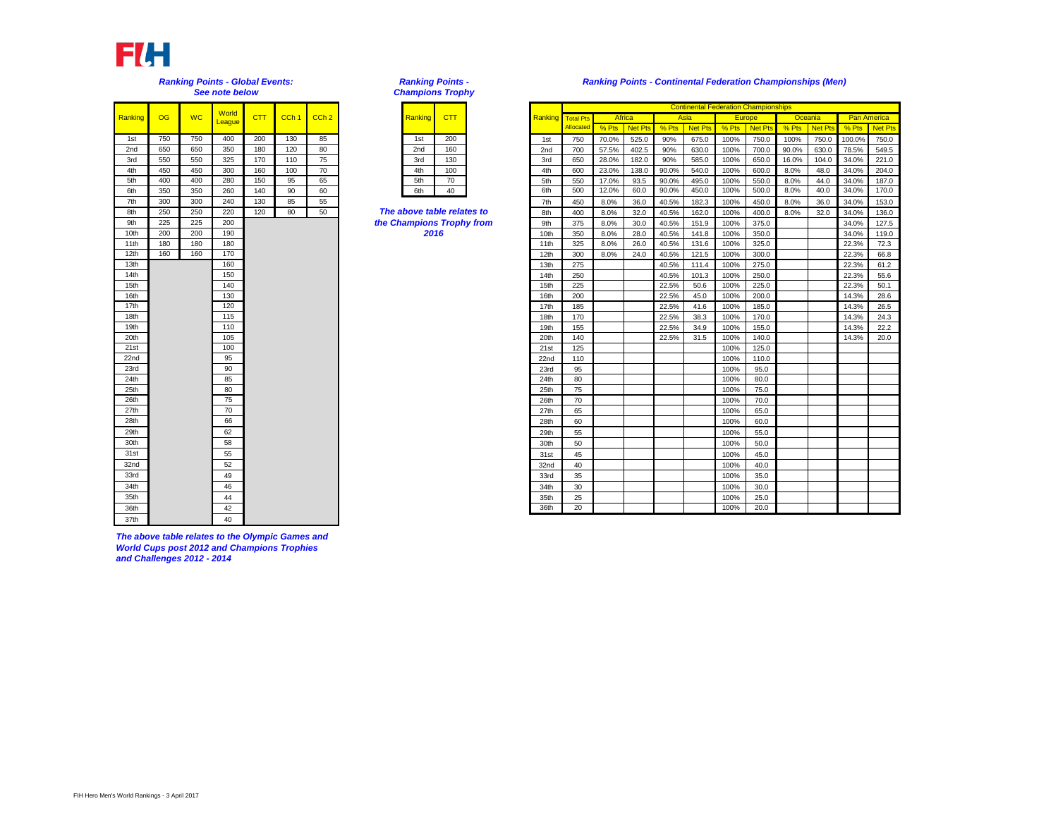### *Ranking Points - Global Events: See note below*

| Ranking | OG | WC | World League | CTT | CCh 1 | CCh 2 |
|---|---|---|---|---|---|---|
| 1st | 750 | 750 | 400 | 200 | 130 | 85 |
| 2nd | 650 | 650 | 350 | 180 | 120 | 80 |
| 3rd | 550 | 550 | 325 | 170 | 110 | 75 |
| 4th | 450 | 450 | 300 | 160 | 100 | 70 |
| 5th | 400 | 400 | 280 | 150 | 95 | 65 |
| 6th | 350 | 350 | 260 | 140 | 90 | 60 |
| 7th | 300 | 300 | 240 | 130 | 85 | 55 |
| 8th | 250 | 250 | 220 | 120 | 80 | 50 |
| 9th | 225 | 225 | 200 | | | |
| 10th | 200 | 200 | 190 | | | |
| 11th | 180 | 180 | 180 | | | |
| 12th | 160 | 160 | 170 | | | |
| 13th | | | 160 | | | |
| 14th | | | 150 | | | |
| 15th | | | 140 | | | |
| 16th | | | 130 | | | |
| 17th | | | 120 | | | |
| 18th | | | 115 | | | |
| 19th | | | 110 | | | |
| 20th | | | 105 | | | |
| 21st | | | 100 | | | |
| 22nd | | | 95 | | | |
| 23rd | | | 90 | | | |
| 24th | | | 85 | | | |
| 25th | | | 80 | | | |
| 26th | | | 75 | | | |
| 27th | | | 70 | | | |
| 28th | | | 66 | | | |
| 29th | | | 62 | | | |
| 30th | | | 58 | | | |
| 31st | | | 55 | | | |
| 32nd | | | 52 | | | |
| 33rd | | | 49 | | | |
| 34th | | | 46 | | | |
| 35th | | | 44 | | | |
| 36th | | | 42 | | | |
| 37th | | | 40 | | | |

***The above table relates to the Olympic Games and World Cups post 2012 and Champions Trophies and Challenges 2012 - 2014***

### *Ranking Points - Champions Trophy*

| Ranking | CTT |
|---|---|
| 1st | 200 |
| 2nd | 160 |
| 3rd | 130 |
| 4th | 100 |
| 5th | 70 |
| 6th | 40 |

***The above table relates to the Champions Trophy from 2016***

### *Ranking Points - Continental Federation Championships (Men)*

| Ranking | Continental Federation Championships | | | | | | | | | | | |
|---|---|---|---|---|---|---|---|---|---|---|---|---|
| | Total Pts Allocated | Africa | | Asia | | Europe | | Oceania | | Pan America | |
| | | % Pts | Net Pts | % Pts | Net Pts | % Pts | Net Pts | % Pts | Net Pts | % Pts | Net Pts |
| 1st | 750 | 70.0% | 525.0 | 90% | 675.0 | 100% | 750.0 | 100% | 750.0 | 100.0% | 750.0 |
| 2nd | 700 | 57.5% | 402.5 | 90% | 630.0 | 100% | 700.0 | 90.0% | 630.0 | 78.5% | 549.5 |
| 3rd | 650 | 28.0% | 182.0 | 90% | 585.0 | 100% | 650.0 | 16.0% | 104.0 | 34.0% | 221.0 |
| 4th | 600 | 23.0% | 138.0 | 90.0% | 540.0 | 100% | 600.0 | 8.0% | 48.0 | 34.0% | 204.0 |
| 5th | 550 | 17.0% | 93.5 | 90.0% | 495.0 | 100% | 550.0 | 8.0% | 44.0 | 34.0% | 187.0 |
| 6th | 500 | 12.0% | 60.0 | 90.0% | 450.0 | 100% | 500.0 | 8.0% | 40.0 | 34.0% | 170.0 |
| 7th | 450 | 8.0% | 36.0 | 40.5% | 182.3 | 100% | 450.0 | 8.0% | 36.0 | 34.0% | 153.0 |
| 8th | 400 | 8.0% | 32.0 | 40.5% | 162.0 | 100% | 400.0 | 8.0% | 32.0 | 34.0% | 136.0 |
| 9th | 375 | 8.0% | 30.0 | 40.5% | 151.9 | 100% | 375.0 | | | 34.0% | 127.5 |
| 10th | 350 | 8.0% | 28.0 | 40.5% | 141.8 | 100% | 350.0 | | | 34.0% | 119.0 |
| 11th | 325 | 8.0% | 26.0 | 40.5% | 131.6 | 100% | 325.0 | | | 22.3% | 72.3 |
| 12th | 300 | 8.0% | 24.0 | 40.5% | 121.5 | 100% | 300.0 | | | 22.3% | 66.8 |
| 13th | 275 | | | 40.5% | 111.4 | 100% | 275.0 | | | 22.3% | 61.2 |
| 14th | 250 | | | 40.5% | 101.3 | 100% | 250.0 | | | 22.3% | 55.6 |
| 15th | 225 | | | 22.5% | 50.6 | 100% | 225.0 | | | 22.3% | 50.1 |
| 16th | 200 | | | 22.5% | 45.0 | 100% | 200.0 | | | 14.3% | 28.6 |
| 17th | 185 | | | 22.5% | 41.6 | 100% | 185.0 | | | 14.3% | 26.5 |
| 18th | 170 | | | 22.5% | 38.3 | 100% | 170.0 | | | 14.3% | 24.3 |
| 19th | 155 | | | 22.5% | 34.9 | 100% | 155.0 | | | 14.3% | 22.2 |
| 20th | 140 | | | 22.5% | 31.5 | 100% | 140.0 | | | 14.3% | 20.0 |
| 21st | 125 | | | | | 100% | 125.0 | | | | |
| 22nd | 110 | | | | | 100% | 110.0 | | | | |
| 23rd | 95 | | | | | 100% | 95.0 | | | | |
| 24th | 80 | | | | | 100% | 80.0 | | | | |
| 25th | 75 | | | | | 100% | 75.0 | | | | |
| 26th | 70 | | | | | 100% | 70.0 | | | | |
| 27th | 65 | | | | | 100% | 65.0 | | | | |
| 28th | 60 | | | | | 100% | 60.0 | | | | |
| 29th | 55 | | | | | 100% | 55.0 | | | | |
| 30th | 50 | | | | | 100% | 50.0 | | | | |
| 31st | 45 | | | | | 100% | 45.0 | | | | |
| 32nd | 40 | | | | | 100% | 40.0 | | | | |
| 33rd | 35 | | | | | 100% | 35.0 | | | | |
| 34th | 30 | | | | | 100% | 30.0 | | | | |
| 35th | 25 | | | | | 100% | 25.0 | | | | |
| 36th | 20 | | | | | 100% | 20.0 | | | | |